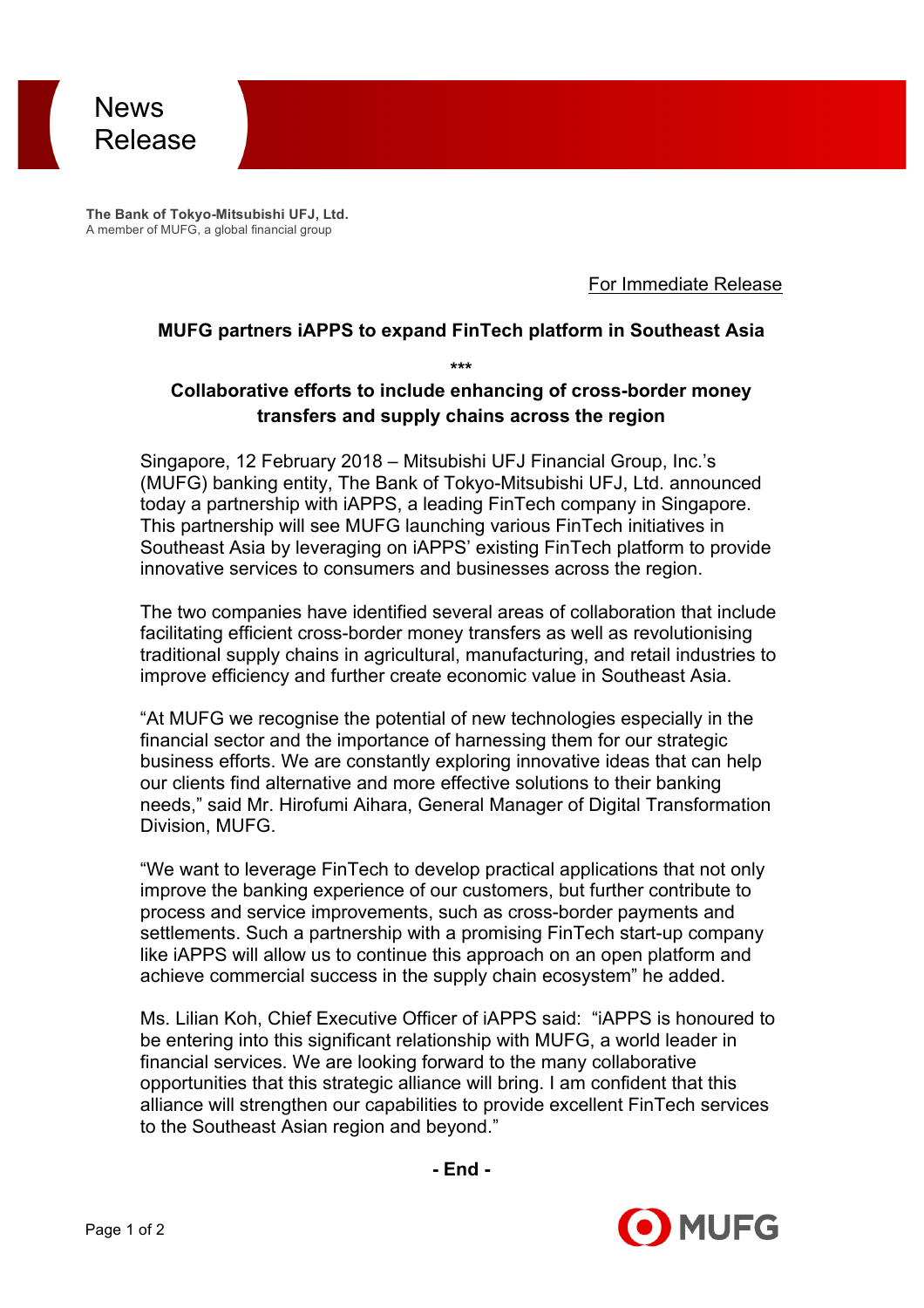News Release

**The Bank of Tokyo-Mitsubishi UFJ, Ltd.**
A member of MUFG, a global financial group

For Immediate Release

## MUFG partners iAPPS to expand FinTech platform in Southeast Asia

***

### Collaborative efforts to include enhancing of cross-border money transfers and supply chains across the region

Singapore, 12 February 2018 – Mitsubishi UFJ Financial Group, Inc.'s (MUFG) banking entity, The Bank of Tokyo-Mitsubishi UFJ, Ltd. announced today a partnership with iAPPS, a leading FinTech company in Singapore. This partnership will see MUFG launching various FinTech initiatives in Southeast Asia by leveraging on iAPPS' existing FinTech platform to provide innovative services to consumers and businesses across the region.

The two companies have identified several areas of collaboration that include facilitating efficient cross-border money transfers as well as revolutionising traditional supply chains in agricultural, manufacturing, and retail industries to improve efficiency and further create economic value in Southeast Asia.

"At MUFG we recognise the potential of new technologies especially in the financial sector and the importance of harnessing them for our strategic business efforts. We are constantly exploring innovative ideas that can help our clients find alternative and more effective solutions to their banking needs," said Mr. Hirofumi Aihara, General Manager of Digital Transformation Division, MUFG.

"We want to leverage FinTech to develop practical applications that not only improve the banking experience of our customers, but further contribute to process and service improvements, such as cross-border payments and settlements. Such a partnership with a promising FinTech start-up company like iAPPS will allow us to continue this approach on an open platform and achieve commercial success in the supply chain ecosystem" he added.

Ms. Lilian Koh, Chief Executive Officer of iAPPS said: "iAPPS is honoured to be entering into this significant relationship with MUFG, a world leader in financial services. We are looking forward to the many collaborative opportunities that this strategic alliance will bring. I am confident that this alliance will strengthen our capabilities to provide excellent FinTech services to the Southeast Asian region and beyond."

**- End -**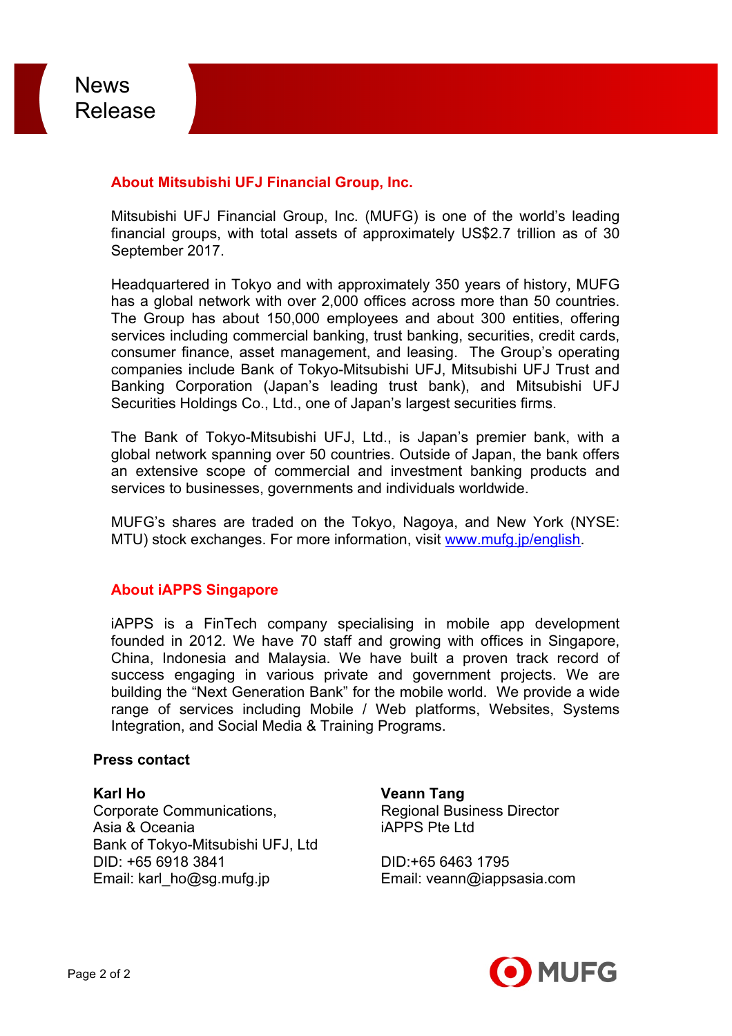## About Mitsubishi UFJ Financial Group, Inc.

Mitsubishi UFJ Financial Group, Inc. (MUFG) is one of the world's leading financial groups, with total assets of approximately US$2.7 trillion as of 30 September 2017.

Headquartered in Tokyo and with approximately 350 years of history, MUFG has a global network with over 2,000 offices across more than 50 countries. The Group has about 150,000 employees and about 300 entities, offering services including commercial banking, trust banking, securities, credit cards, consumer finance, asset management, and leasing. The Group's operating companies include Bank of Tokyo-Mitsubishi UFJ, Mitsubishi UFJ Trust and Banking Corporation (Japan's leading trust bank), and Mitsubishi UFJ Securities Holdings Co., Ltd., one of Japan's largest securities firms.

The Bank of Tokyo-Mitsubishi UFJ, Ltd., is Japan's premier bank, with a global network spanning over 50 countries. Outside of Japan, the bank offers an extensive scope of commercial and investment banking products and services to businesses, governments and individuals worldwide.

MUFG's shares are traded on the Tokyo, Nagoya, and New York (NYSE: MTU) stock exchanges. For more information, visit www.mufg.jp/english.

## About iAPPS Singapore

iAPPS is a FinTech company specialising in mobile app development founded in 2012. We have 70 staff and growing with offices in Singapore, China, Indonesia and Malaysia. We have built a proven track record of success engaging in various private and government projects. We are building the "Next Generation Bank" for the mobile world. We provide a wide range of services including Mobile / Web platforms, Websites, Systems Integration, and Social Media & Training Programs.

**Press contact**

**Karl Ho**
Corporate Communications,
Asia & Oceania
Bank of Tokyo-Mitsubishi UFJ, Ltd
DID: +65 6918 3841
Email: karl_ho@sg.mufg.jp

**Veann Tang**
Regional Business Director
iAPPS Pte Ltd

DID:+65 6463 1795
Email: veann@iappsasia.com